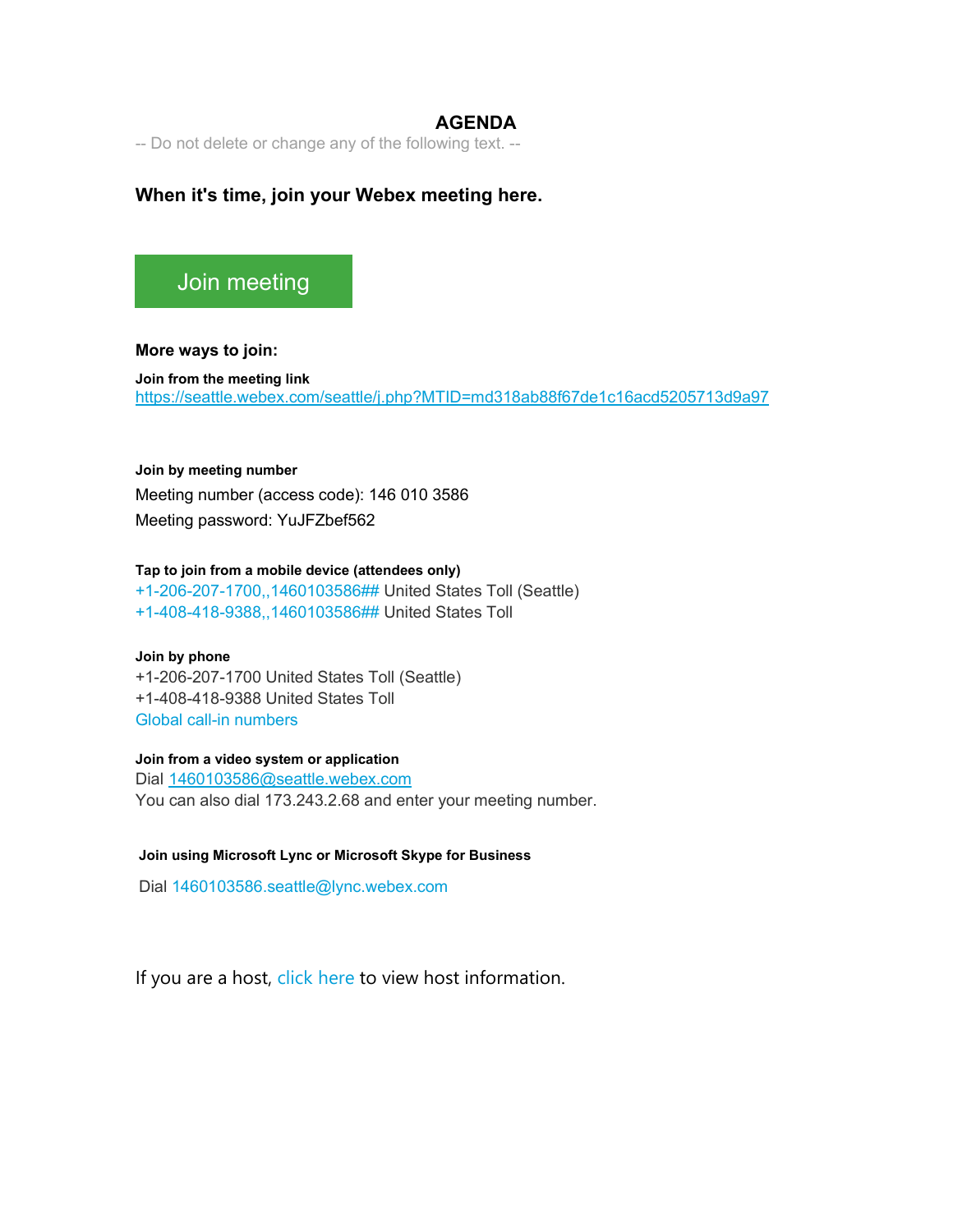# AGENDA

-- Do not delete or change any of the following text. --

**When it's time, join your Webex meeting here.**

Join meeting

**More ways to join:**

**Join from the meeting link**

https://seattle.webex.com/seattle/j.php?MTID=md318ab88f67de1c16acd5205713d9a97

**Join by meeting number**

Meeting number (access code): 146 010 3586

Meeting password: YuJFZbef562

**Tap to join from a mobile device (attendees only)**

+1-206-207-1700,,1460103586## United States Toll (Seattle)
+1-408-418-9388,,1460103586## United States Toll

**Join by phone**

+1-206-207-1700 United States Toll (Seattle)
+1-408-418-9388 United States Toll
Global call-in numbers

**Join from a video system or application**

Dial 1460103586@seattle.webex.com
You can also dial 173.243.2.68 and enter your meeting number.

**Join using Microsoft Lync or Microsoft Skype for Business**

Dial 1460103586.seattle@lync.webex.com

If you are a host, click here to view host information.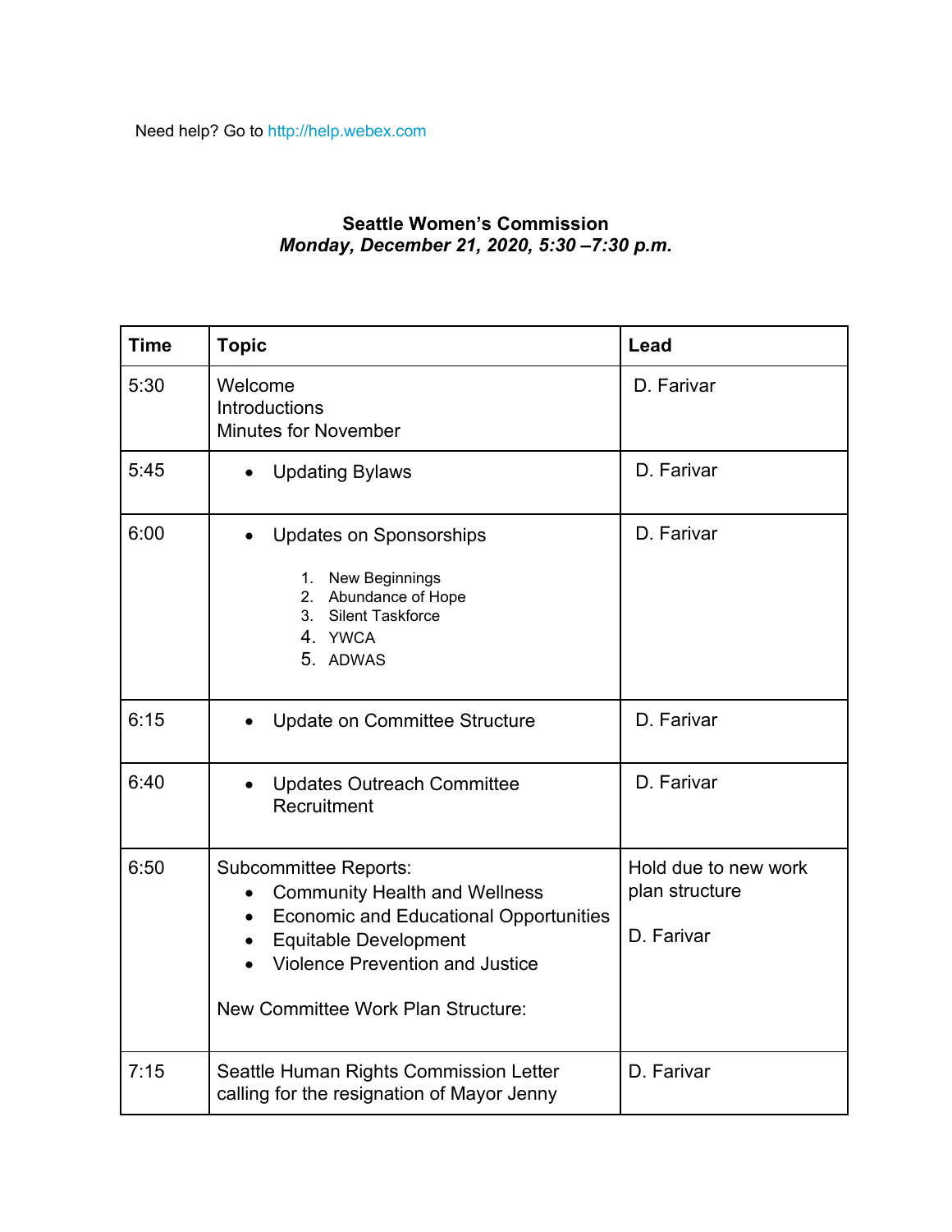Need help? Go to http://help.webex.com

**Seattle Women's Commission**
***Monday, December 21, 2020, 5:30 –7:30 p.m.***

| Time | Topic | Lead |
|---|---|---|
| 5:30 | Welcome<br>Introductions<br>Minutes for November | D. Farivar |
| 5:45 | • Updating Bylaws | D. Farivar |
| 6:00 | • Updates on Sponsorships<br>1. New Beginnings<br>2. Abundance of Hope<br>3. Silent Taskforce<br>4. YWCA<br>5. ADWAS | D. Farivar |
| 6:15 | • Update on Committee Structure | D. Farivar |
| 6:40 | • Updates Outreach Committee Recruitment | D. Farivar |
| 6:50 | Subcommittee Reports:<br>• Community Health and Wellness<br>• Economic and Educational Opportunities<br>• Equitable Development<br>• Violence Prevention and Justice<br><br>New Committee Work Plan Structure: | Hold due to new work plan structure<br><br>D. Farivar |
| 7:15 | Seattle Human Rights Commission Letter calling for the resignation of Mayor Jenny | D. Farivar |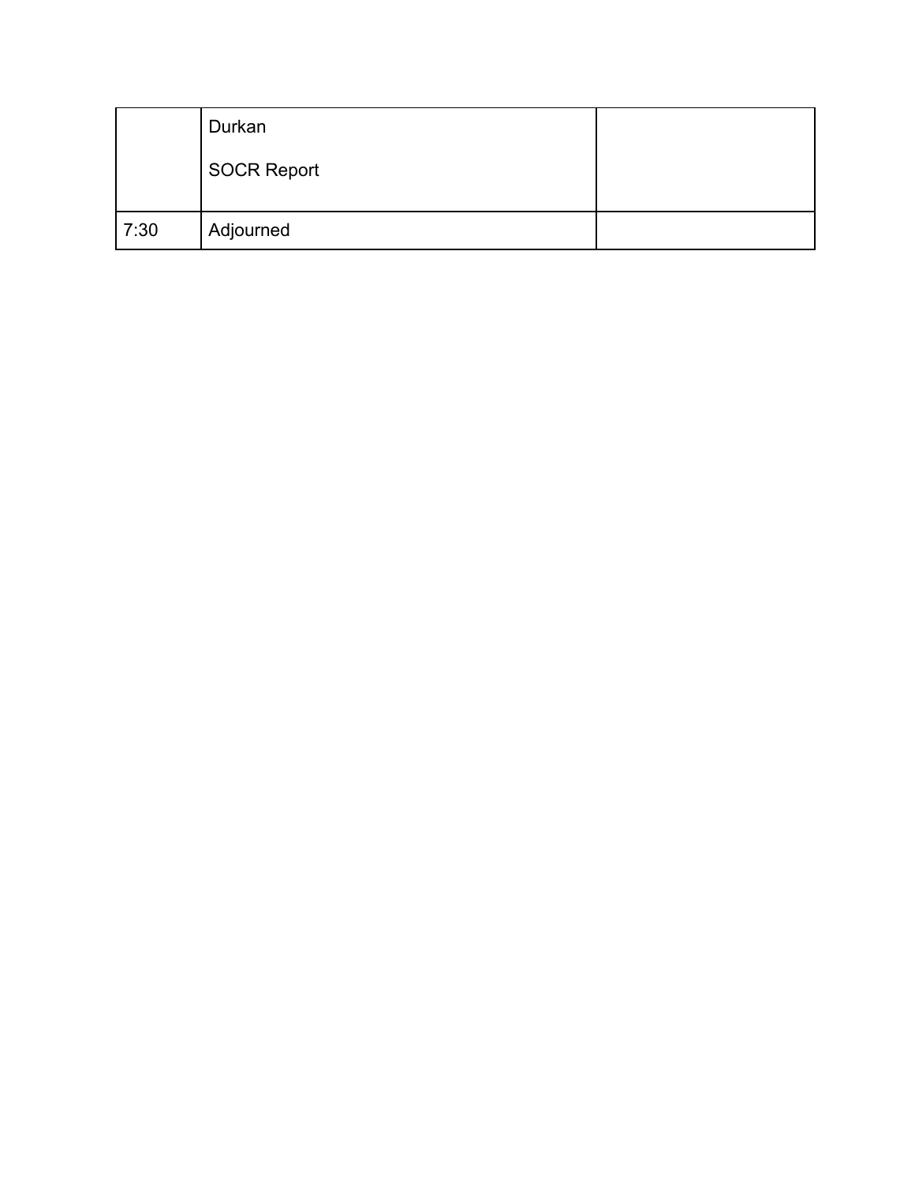| | | |
|---|---|---|
| | Durkan<br><br>SOCR Report | |
| 7:30 | Adjourned | |